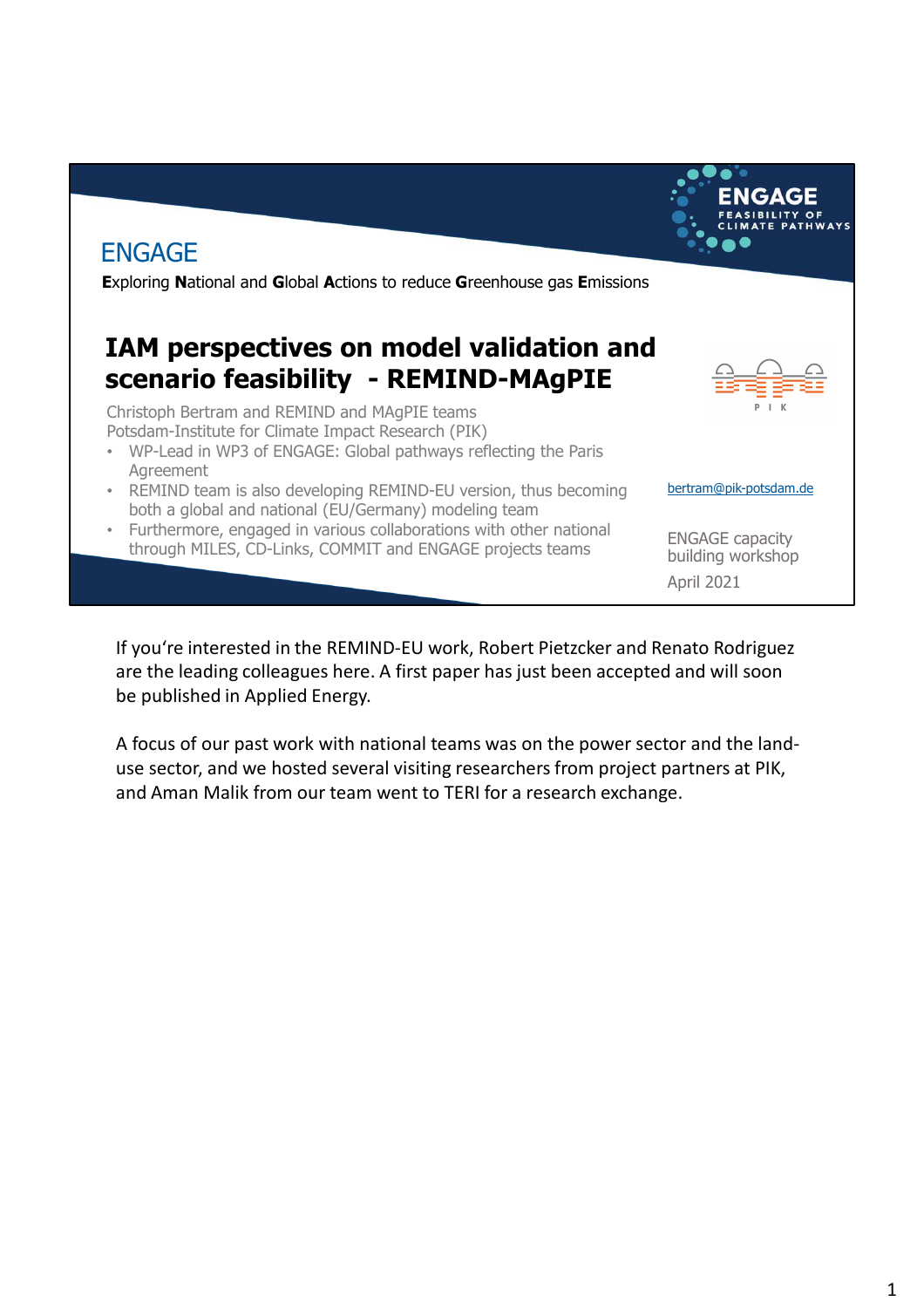ENGAGE

**E**xploring **N**ational and **G**lobal **A**ctions to reduce **G**reenhouse gas **E**missions

ENGAGE FEASIBILITY OF CLIMATE PATHWAYS

# IAM perspectives on model validation and scenario feasibility - REMIND-MAgPIE

Christoph Bertram and REMIND and MAgPIE teams
Potsdam-Institute for Climate Impact Research (PIK)

- WP-Lead in WP3 of ENGAGE: Global pathways reflecting the Paris Agreement
- REMIND team is also developing REMIND-EU version, thus becoming both a global and national (EU/Germany) modeling team
- Furthermore, engaged in various collaborations with other national through MILES, CD-Links, COMMIT and ENGAGE projects teams

PIK

bertram@pik-potsdam.de

ENGAGE capacity building workshop
April 2021

If you‘re interested in the REMIND-EU work, Robert Pietzcker and Renato Rodriguez are the leading colleagues here. A first paper has just been accepted and will soon be published in Applied Energy.

A focus of our past work with national teams was on the power sector and the land-use sector, and we hosted several visiting researchers from project partners at PIK, and Aman Malik from our team went to TERI for a research exchange.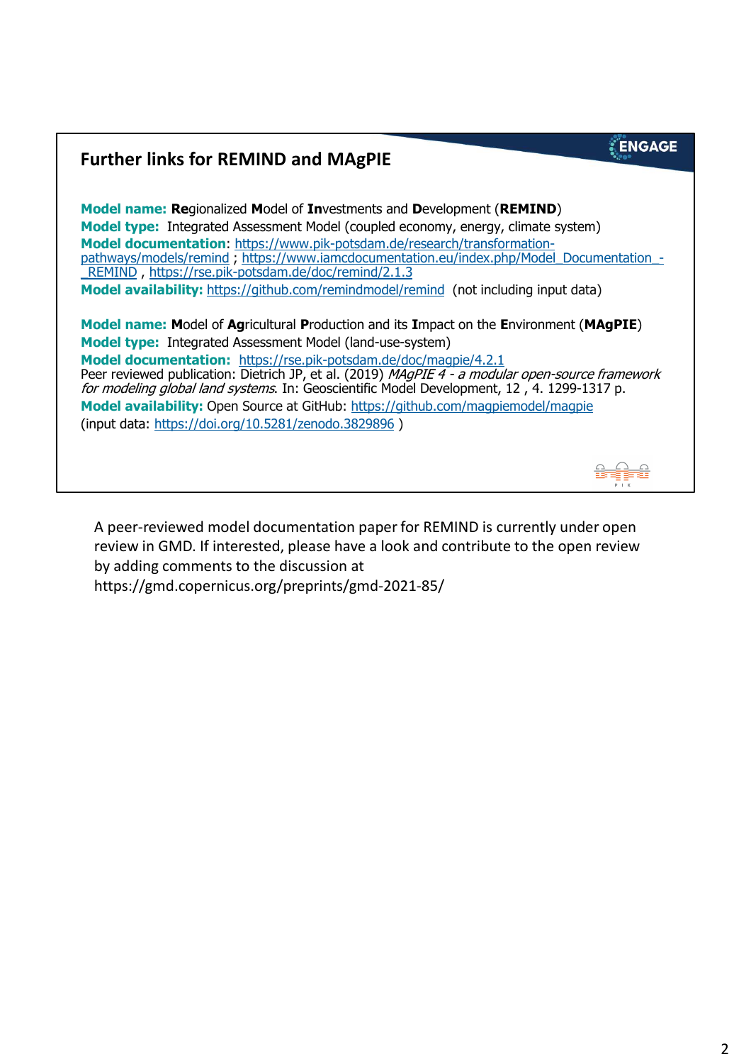## Further links for REMIND and MAgPIE

**Model name:** **Re**gionalized **M**odel of **In**vestments and **D**evelopment (**REMIND**)
**Model type:** Integrated Assessment Model (coupled economy, energy, climate system)
**Model documentation**: https://www.pik-potsdam.de/research/transformation-pathways/models/remind ; https://www.iamcdocumentation.eu/index.php/Model_Documentation_-_REMIND , https://rse.pik-potsdam.de/doc/remind/2.1.3
**Model availability:** https://github.com/remindmodel/remind (not including input data)

**Model name:** **M**odel of **Ag**ricultural **P**roduction and its **I**mpact on the **E**nvironment (**MAgPIE**)
**Model type:** Integrated Assessment Model (land-use-system)
**Model documentation:** https://rse.pik-potsdam.de/doc/magpie/4.2.1
Peer reviewed publication: Dietrich JP, et al. (2019) *MAgPIE 4 - a modular open-source framework for modeling global land systems*. In: Geoscientific Model Development, 12 , 4. 1299-1317 p.
**Model availability:** Open Source at GitHub: https://github.com/magpiemodel/magpie
(input data: https://doi.org/10.5281/zenodo.3829896 )

A peer-reviewed model documentation paper for REMIND is currently under open review in GMD. If interested, please have a look and contribute to the open review by adding comments to the discussion at https://gmd.copernicus.org/preprints/gmd-2021-85/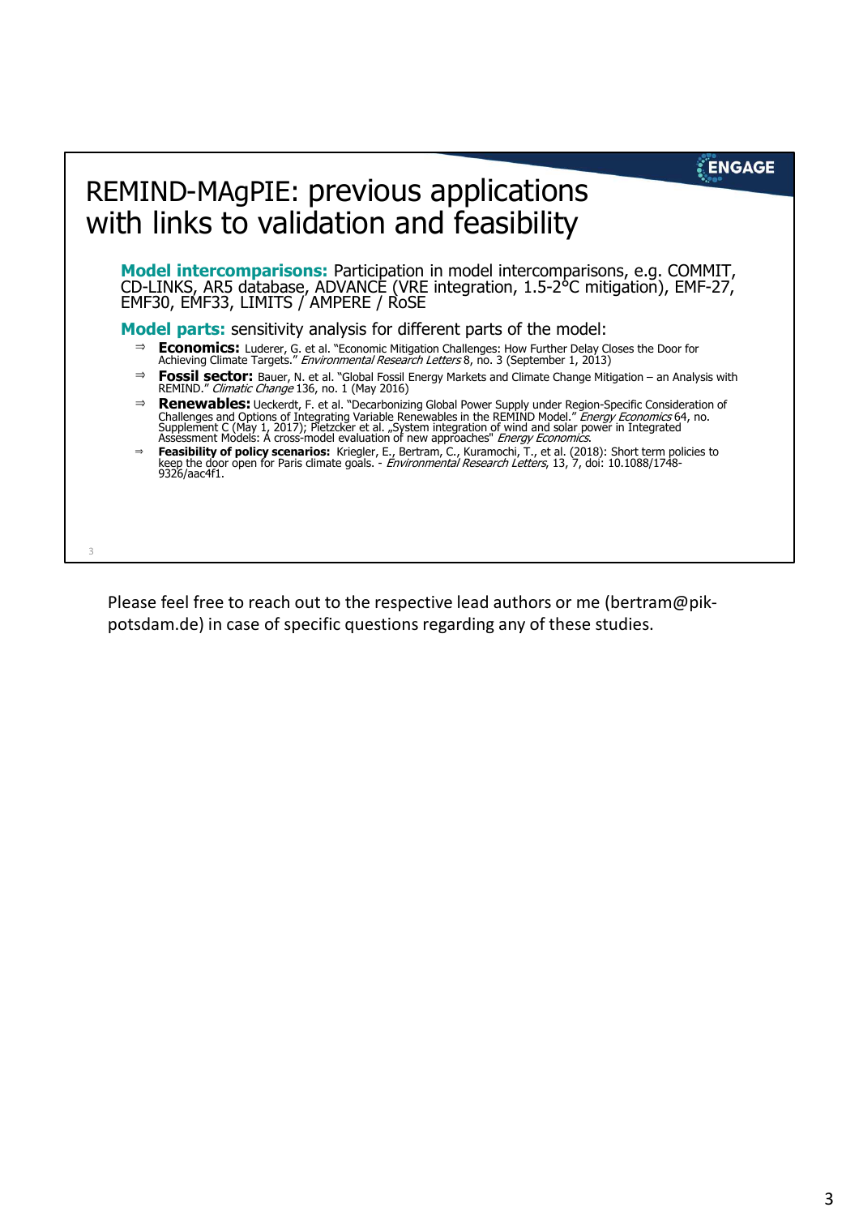# REMIND-MAgPIE: previous applications with links to validation and feasibility

**Model intercomparisons:** Participation in model intercomparisons, e.g. COMMIT, CD-LINKS, AR5 database, ADVANCE (VRE integration, 1.5-2°C mitigation), EMF-27, EMF30, EMF33, LIMITS / AMPERE / RoSE

**Model parts:** sensitivity analysis for different parts of the model:

- ⇒ **Economics:** Luderer, G. et al. "Economic Mitigation Challenges: How Further Delay Closes the Door for Achieving Climate Targets." *Environmental Research Letters* 8, no. 3 (September 1, 2013)
- ⇒ **Fossil sector:** Bauer, N. et al. "Global Fossil Energy Markets and Climate Change Mitigation – an Analysis with REMIND." *Climatic Change* 136, no. 1 (May 2016)
- ⇒ **Renewables:** Ueckerdt, F. et al. "Decarbonizing Global Power Supply under Region-Specific Consideration of Challenges and Options of Integrating Variable Renewables in the REMIND Model." *Energy Economics* 64, no. Supplement C (May 1, 2017); Pietzcker et al. „System integration of wind and solar power in Integrated Assessment Models: A cross-model evaluation of new approaches" *Energy Economics*.
- ⇒ **Feasibility of policy scenarios:** Kriegler, E., Bertram, C., Kuramochi, T., et al. (2018): Short term policies to keep the door open for Paris climate goals. - *Environmental Research Letters*, 13, 7, doi: 10.1088/1748-9326/aac4f1.

Please feel free to reach out to the respective lead authors or me (bertram@pik-potsdam.de) in case of specific questions regarding any of these studies.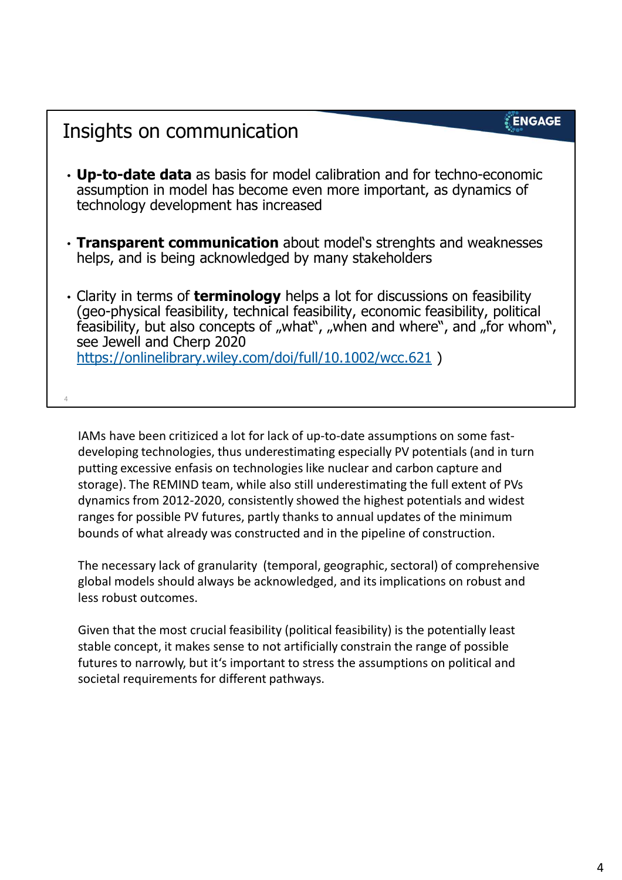# Insights on communication

- **Up-to-date data** as basis for model calibration and for techno-economic assumption in model has become even more important, as dynamics of technology development has increased
- **Transparent communication** about model's strenghts and weaknesses helps, and is being acknowledged by many stakeholders
- Clarity in terms of **terminology** helps a lot for discussions on feasibility (geo-physical feasibility, technical feasibility, economic feasibility, political feasibility, but also concepts of „what", „when and where", and „for whom", see Jewell and Cherp 2020 https://onlinelibrary.wiley.com/doi/full/10.1002/wcc.621 )

IAMs have been critiziced a lot for lack of up-to-date assumptions on some fast-developing technologies, thus underestimating especially PV potentials (and in turn putting excessive enfasis on technologies like nuclear and carbon capture and storage). The REMIND team, while also still underestimating the full extent of PVs dynamics from 2012-2020, consistently showed the highest potentials and widest ranges for possible PV futures, partly thanks to annual updates of the minimum bounds of what already was constructed and in the pipeline of construction.

The necessary lack of granularity (temporal, geographic, sectoral) of comprehensive global models should always be acknowledged, and its implications on robust and less robust outcomes.

Given that the most crucial feasibility (political feasibility) is the potentially least stable concept, it makes sense to not artificially constrain the range of possible futures to narrowly, but it's important to stress the assumptions on political and societal requirements for different pathways.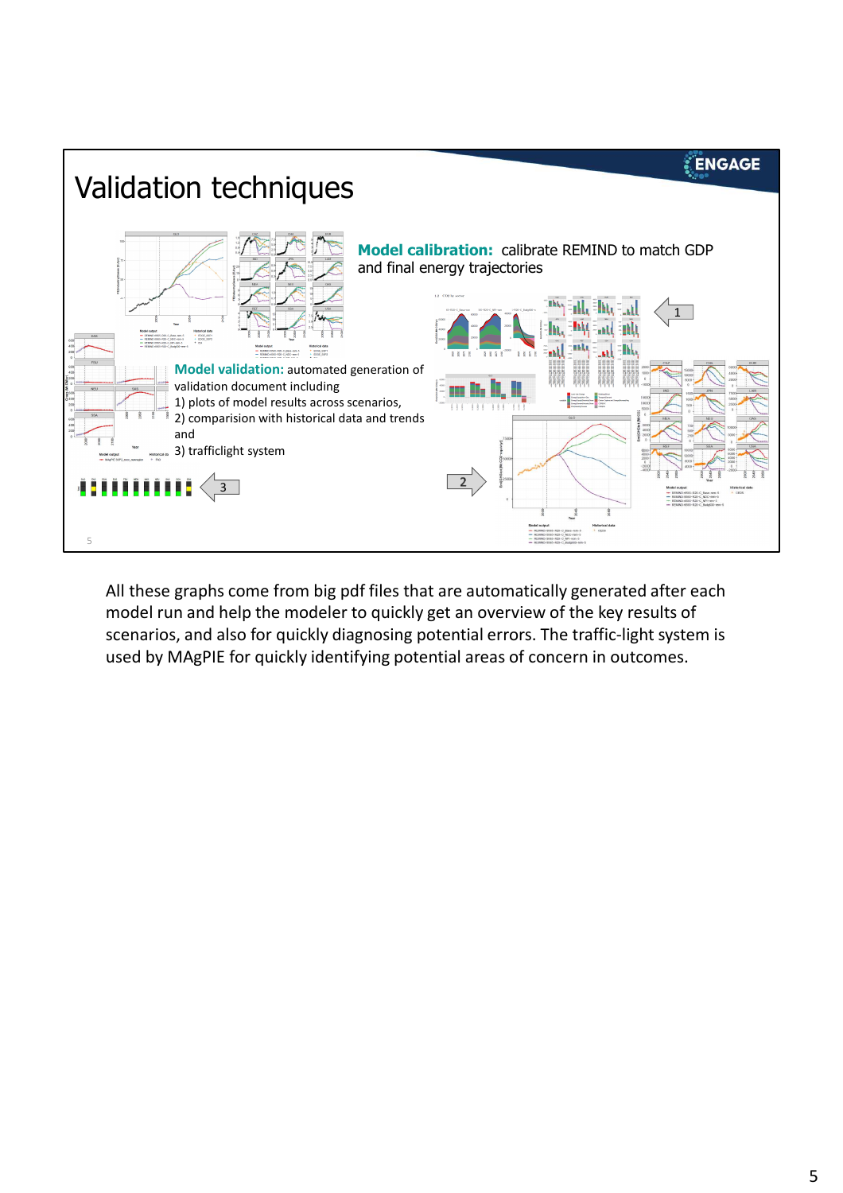# Validation techniques

**Model calibration:** calibrate REMIND to match GDP and final energy trajectories

**Model validation:** automated generation of validation document including
1) plots of model results across scenarios,
2) comparision with historical data and trends and
3) trafficlight system

5

All these graphs come from big pdf files that are automatically generated after each model run and help the modeler to quickly get an overview of the key results of scenarios, and also for quickly diagnosing potential errors. The traffic-light system is used by MAgPIE for quickly identifying potential areas of concern in outcomes.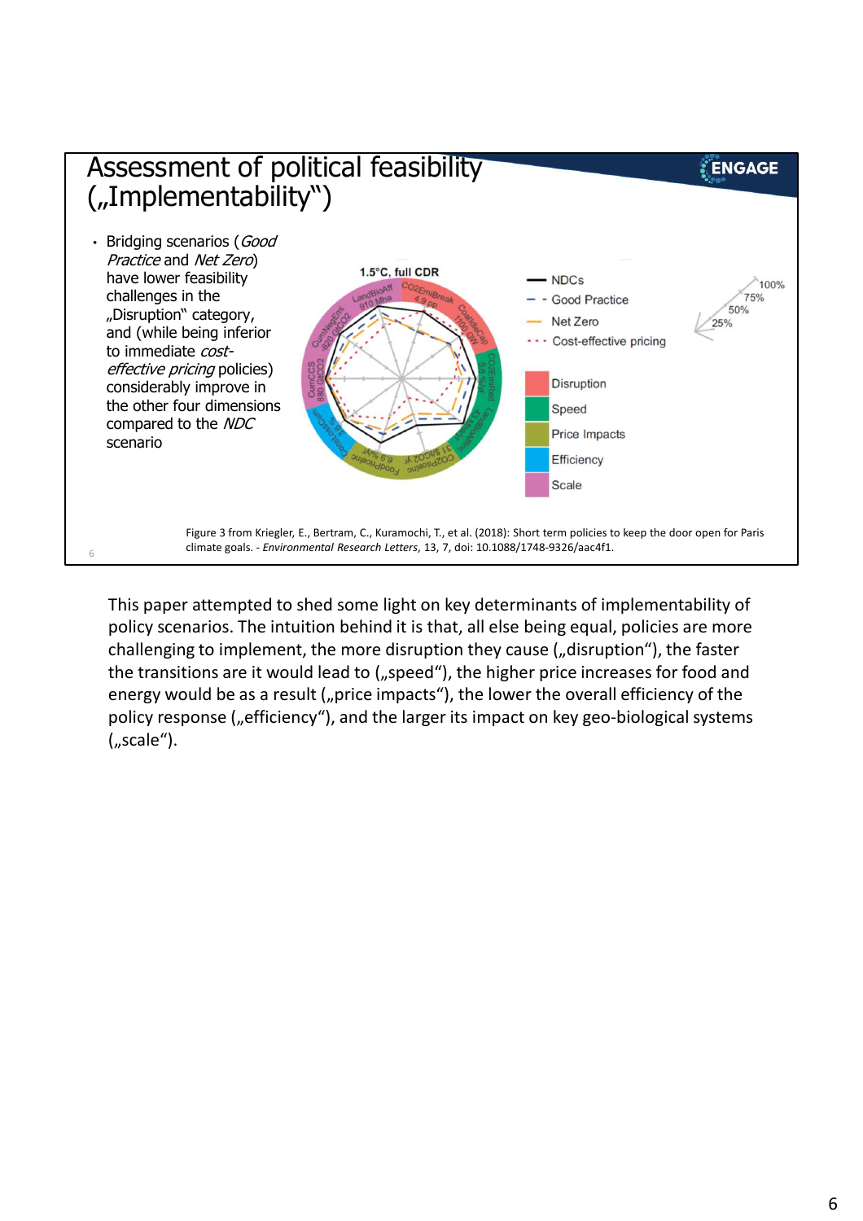# Assessment of political feasibility („Implementability“)

ENGAGE

- Bridging scenarios (*Good Practice* and *Net Zero*) have lower feasibility challenges in the „Disruption“ category, and (while being inferior to immediate *cost-effective pricing* policies) considerably improve in the other four dimensions compared to the *NDC* scenario

1.5°C, full CDR

LandBioAff 910 Mha
CO2EmiBreak 4.9 pp
CoalIdleCap 1100 GW
CO2EmiRed 6.6 %/yr
LandBioAffInc 43 Mha/yr
CO2PriceInc 31 $/tCO2 /yr
FoodPriceInc 6.9 %/yr
ConsLossCum 3.6 %
CumCCS 880 GtCO2
CumNegEm 820 GtCO2

NDCs
Good Practice
Net Zero
Cost-effective pricing

Disruption
Speed
Price Impacts
Efficiency
Scale

100%
75%
50%
25%

Figure 3 from Kriegler, E., Bertram, C., Kuramochi, T., et al. (2018): Short term policies to keep the door open for Paris climate goals. - *Environmental Research Letters*, 13, 7, doi: 10.1088/1748-9326/aac4f1.

This paper attempted to shed some light on key determinants of implementability of policy scenarios. The intuition behind it is that, all else being equal, policies are more challenging to implement, the more disruption they cause („disruption“), the faster the transitions are it would lead to („speed“), the higher price increases for food and energy would be as a result („price impacts“), the lower the overall efficiency of the policy response („efficiency“), and the larger its impact on key geo-biological systems („scale“).